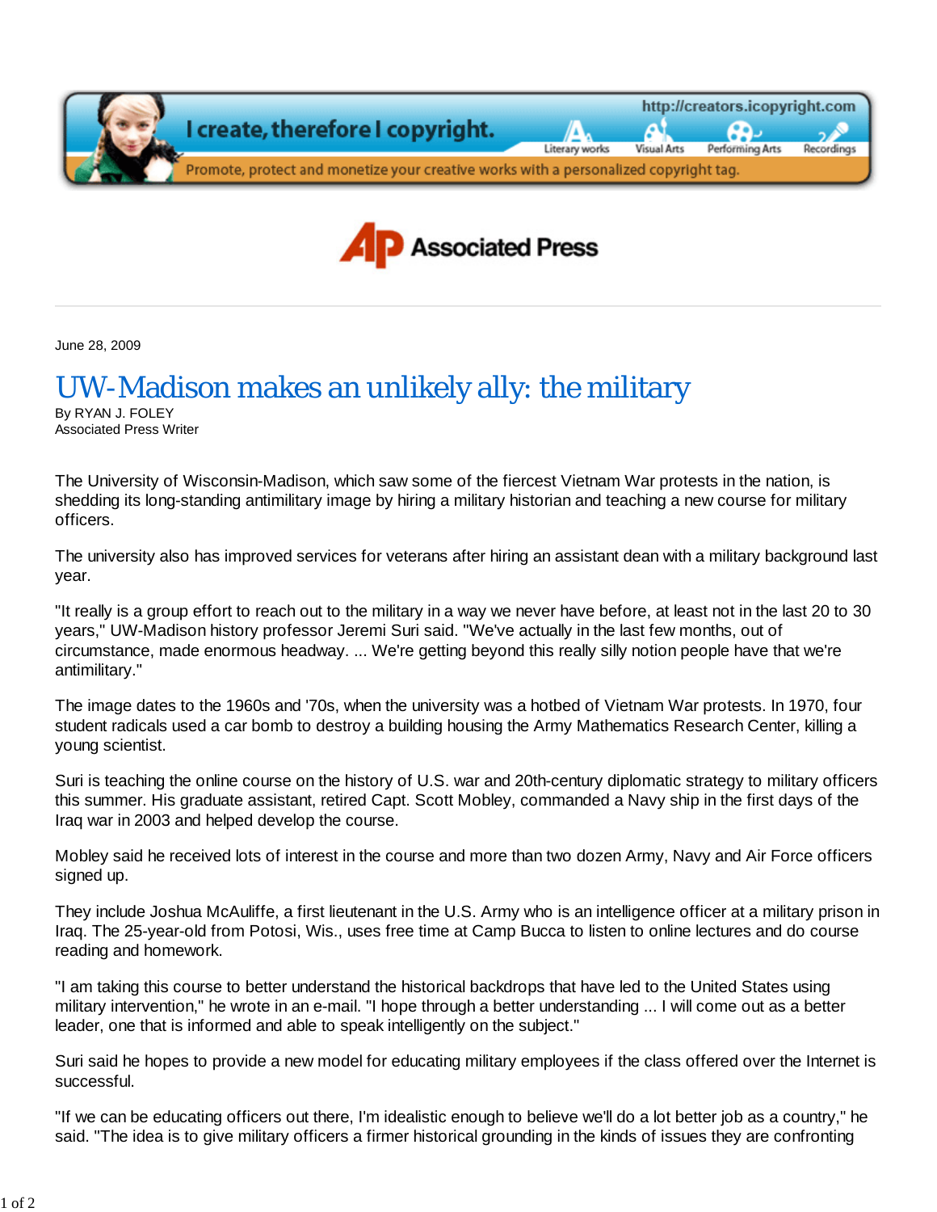June 28, 2009

# UW-Madison makes an unlikely ally: the military

By RYAN J. FOLEY
Associated Press Writer

The University of Wisconsin-Madison, which saw some of the fiercest Vietnam War protests in the nation, is shedding its long-standing antimilitary image by hiring a military historian and teaching a new course for military officers.

The university also has improved services for veterans after hiring an assistant dean with a military background last year.

"It really is a group effort to reach out to the military in a way we never have before, at least not in the last 20 to 30 years," UW-Madison history professor Jeremi Suri said. "We've actually in the last few months, out of circumstance, made enormous headway. ... We're getting beyond this really silly notion people have that we're antimilitary."

The image dates to the 1960s and '70s, when the university was a hotbed of Vietnam War protests. In 1970, four student radicals used a car bomb to destroy a building housing the Army Mathematics Research Center, killing a young scientist.

Suri is teaching the online course on the history of U.S. war and 20th-century diplomatic strategy to military officers this summer. His graduate assistant, retired Capt. Scott Mobley, commanded a Navy ship in the first days of the Iraq war in 2003 and helped develop the course.

Mobley said he received lots of interest in the course and more than two dozen Army, Navy and Air Force officers signed up.

They include Joshua McAuliffe, a first lieutenant in the U.S. Army who is an intelligence officer at a military prison in Iraq. The 25-year-old from Potosi, Wis., uses free time at Camp Bucca to listen to online lectures and do course reading and homework.

"I am taking this course to better understand the historical backdrops that have led to the United States using military intervention," he wrote in an e-mail. "I hope through a better understanding ... I will come out as a better leader, one that is informed and able to speak intelligently on the subject."

Suri said he hopes to provide a new model for educating military employees if the class offered over the Internet is successful.

"If we can be educating officers out there, I'm idealistic enough to believe we'll do a lot better job as a country," he said. "The idea is to give military officers a firmer historical grounding in the kinds of issues they are confronting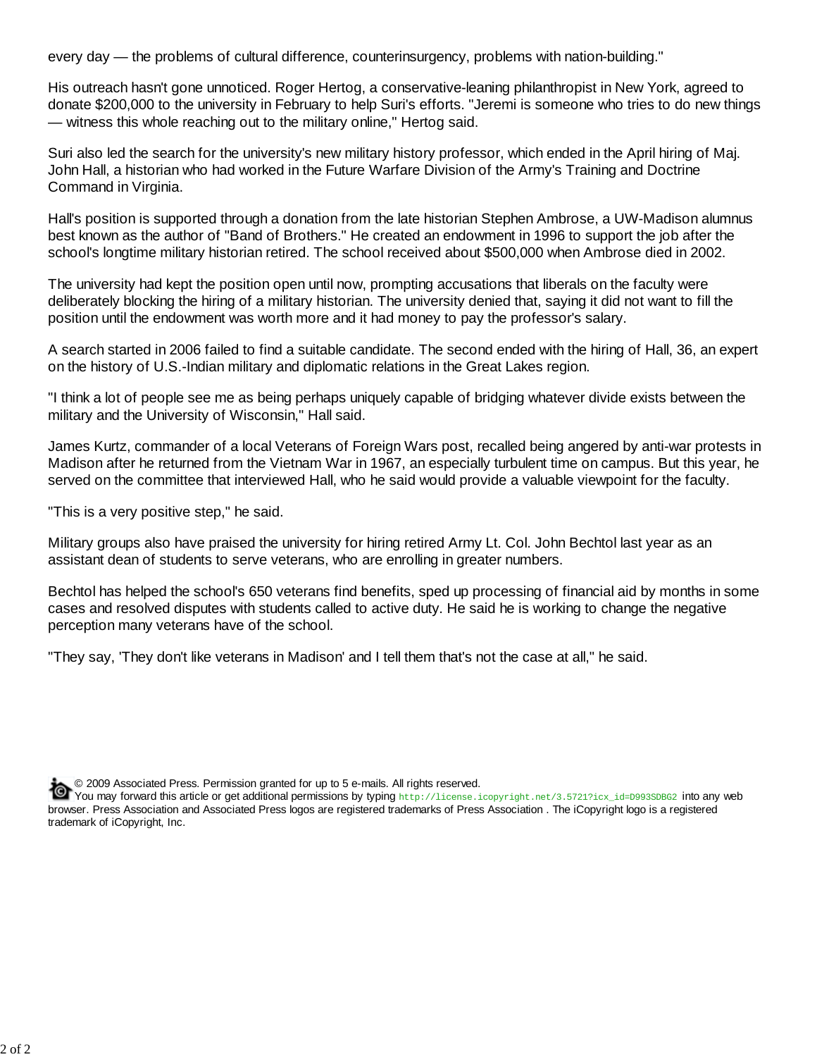every day — the problems of cultural difference, counterinsurgency, problems with nation-building."

His outreach hasn't gone unnoticed. Roger Hertog, a conservative-leaning philanthropist in New York, agreed to donate $200,000 to the university in February to help Suri's efforts. "Jeremi is someone who tries to do new things — witness this whole reaching out to the military online," Hertog said.

Suri also led the search for the university's new military history professor, which ended in the April hiring of Maj. John Hall, a historian who had worked in the Future Warfare Division of the Army's Training and Doctrine Command in Virginia.

Hall's position is supported through a donation from the late historian Stephen Ambrose, a UW-Madison alumnus best known as the author of "Band of Brothers." He created an endowment in 1996 to support the job after the school's longtime military historian retired. The school received about $500,000 when Ambrose died in 2002.

The university had kept the position open until now, prompting accusations that liberals on the faculty were deliberately blocking the hiring of a military historian. The university denied that, saying it did not want to fill the position until the endowment was worth more and it had money to pay the professor's salary.

A search started in 2006 failed to find a suitable candidate. The second ended with the hiring of Hall, 36, an expert on the history of U.S.-Indian military and diplomatic relations in the Great Lakes region.

"I think a lot of people see me as being perhaps uniquely capable of bridging whatever divide exists between the military and the University of Wisconsin," Hall said.

James Kurtz, commander of a local Veterans of Foreign Wars post, recalled being angered by anti-war protests in Madison after he returned from the Vietnam War in 1967, an especially turbulent time on campus. But this year, he served on the committee that interviewed Hall, who he said would provide a valuable viewpoint for the faculty.

"This is a very positive step," he said.

Military groups also have praised the university for hiring retired Army Lt. Col. John Bechtol last year as an assistant dean of students to serve veterans, who are enrolling in greater numbers.

Bechtol has helped the school's 650 veterans find benefits, sped up processing of financial aid by months in some cases and resolved disputes with students called to active duty. He said he is working to change the negative perception many veterans have of the school.

"They say, 'They don't like veterans in Madison' and I tell them that's not the case at all," he said.

© 2009 Associated Press. Permission granted for up to 5 e-mails. All rights reserved.
You may forward this article or get additional permissions by typing http://license.icopyright.net/3.5721?icx_id=D993SDBG2 into any web browser. Press Association and Associated Press logos are registered trademarks of Press Association . The iCopyright logo is a registered trademark of iCopyright, Inc.